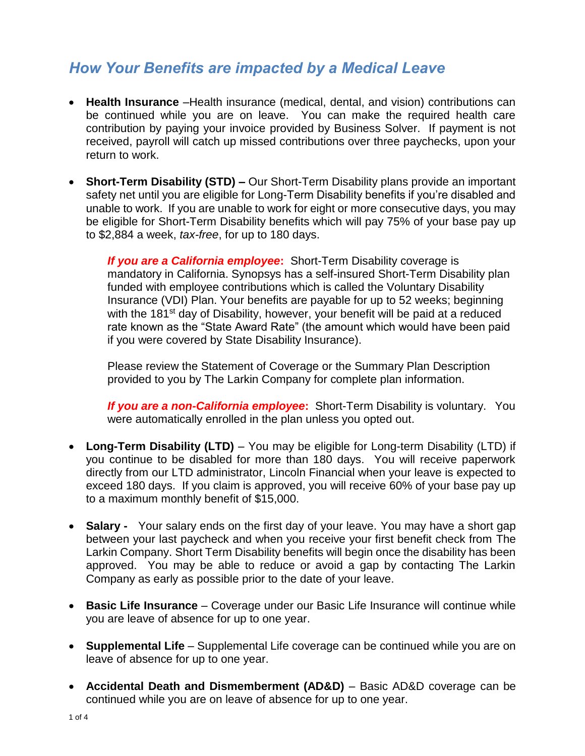## *How Your Benefits are impacted by a Medical Leave*

- **Health Insurance** –Health insurance (medical, dental, and vision) contributions can be continued while you are on leave. You can make the required health care contribution by paying your invoice provided by Business Solver. If payment is not received, payroll will catch up missed contributions over three paychecks, upon your return to work.

- **Short-Term Disability (STD) –** Our Short-Term Disability plans provide an important safety net until you are eligible for Long-Term Disability benefits if you're disabled and unable to work. If you are unable to work for eight or more consecutive days, you may be eligible for Short-Term Disability benefits which will pay 75% of your base pay up to $2,884 a week, *tax-free*, for up to 180 days.

  ***If you are a California employee*:** Short-Term Disability coverage is mandatory in California. Synopsys has a self-insured Short-Term Disability plan funded with employee contributions which is called the Voluntary Disability Insurance (VDI) Plan. Your benefits are payable for up to 52 weeks; beginning with the 181st day of Disability, however, your benefit will be paid at a reduced rate known as the "State Award Rate" (the amount which would have been paid if you were covered by State Disability Insurance).

  Please review the Statement of Coverage or the Summary Plan Description provided to you by The Larkin Company for complete plan information.

  ***If you are a non-California employee*:** Short-Term Disability is voluntary. You were automatically enrolled in the plan unless you opted out.

- **Long-Term Disability (LTD)** – You may be eligible for Long-term Disability (LTD) if you continue to be disabled for more than 180 days. You will receive paperwork directly from our LTD administrator, Lincoln Financial when your leave is expected to exceed 180 days. If you claim is approved, you will receive 60% of your base pay up to a maximum monthly benefit of $15,000.

- **Salary -** Your salary ends on the first day of your leave. You may have a short gap between your last paycheck and when you receive your first benefit check from The Larkin Company. Short Term Disability benefits will begin once the disability has been approved. You may be able to reduce or avoid a gap by contacting The Larkin Company as early as possible prior to the date of your leave.

- **Basic Life Insurance** – Coverage under our Basic Life Insurance will continue while you are leave of absence for up to one year.

- **Supplemental Life** – Supplemental Life coverage can be continued while you are on leave of absence for up to one year.

- **Accidental Death and Dismemberment (AD&D)** – Basic AD&D coverage can be continued while you are on leave of absence for up to one year.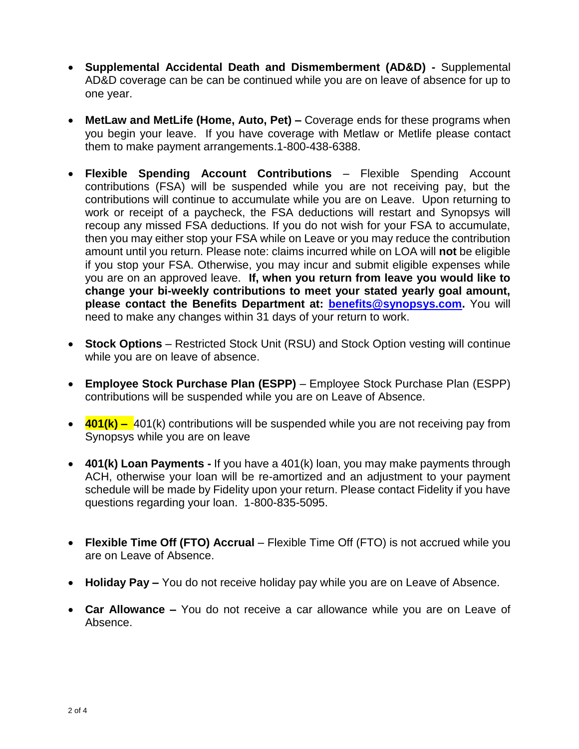- **Supplemental Accidental Death and Dismemberment (AD&D) -** Supplemental AD&D coverage can be can be continued while you are on leave of absence for up to one year.

- **MetLaw and MetLife (Home, Auto, Pet) –** Coverage ends for these programs when you begin your leave. If you have coverage with Metlaw or Metlife please contact them to make payment arrangements.1-800-438-6388.

- **Flexible Spending Account Contributions** – Flexible Spending Account contributions (FSA) will be suspended while you are not receiving pay, but the contributions will continue to accumulate while you are on Leave. Upon returning to work or receipt of a paycheck, the FSA deductions will restart and Synopsys will recoup any missed FSA deductions. If you do not wish for your FSA to accumulate, then you may either stop your FSA while on Leave or you may reduce the contribution amount until you return. Please note: claims incurred while on LOA will **not** be eligible if you stop your FSA. Otherwise, you may incur and submit eligible expenses while you are on an approved leave. **If, when you return from leave you would like to change your bi-weekly contributions to meet your stated yearly goal amount, please contact the Benefits Department at: [benefits@synopsys.com](mailto:benefits@synopsys.com).** You will need to make any changes within 31 days of your return to work.

- **Stock Options** – Restricted Stock Unit (RSU) and Stock Option vesting will continue while you are on leave of absence.

- **Employee Stock Purchase Plan (ESPP)** – Employee Stock Purchase Plan (ESPP) contributions will be suspended while you are on Leave of Absence.

- **401(k) –** 401(k) contributions will be suspended while you are not receiving pay from Synopsys while you are on leave

- **401(k) Loan Payments -** If you have a 401(k) loan, you may make payments through ACH, otherwise your loan will be re-amortized and an adjustment to your payment schedule will be made by Fidelity upon your return. Please contact Fidelity if you have questions regarding your loan. 1-800-835-5095.

- **Flexible Time Off (FTO) Accrual** – Flexible Time Off (FTO) is not accrued while you are on Leave of Absence.

- **Holiday Pay –** You do not receive holiday pay while you are on Leave of Absence.

- **Car Allowance –** You do not receive a car allowance while you are on Leave of Absence.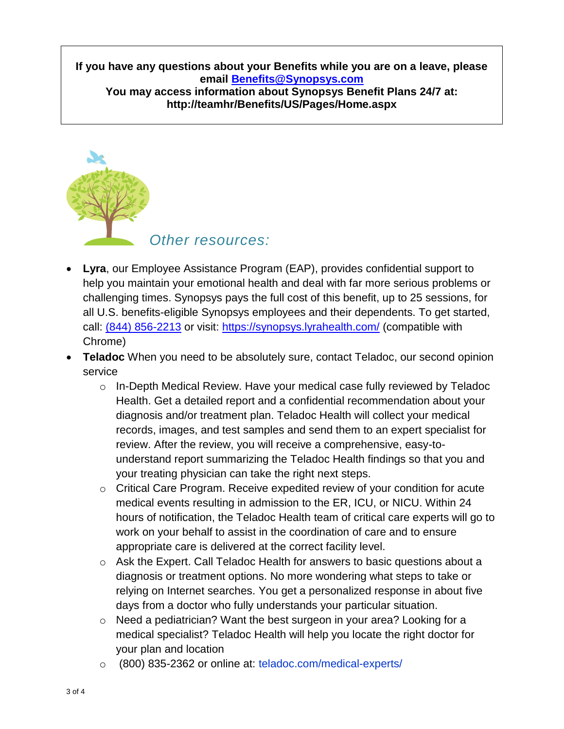**If you have any questions about your Benefits while you are on a leave, please email [Benefits@Synopsys.com](mailto:Benefits@Synopsys.com)**
**You may access information about Synopsys Benefit Plans 24/7 at: http://teamhr/Benefits/US/Pages/Home.aspx**

## *Other resources:*

- **Lyra**, our Employee Assistance Program (EAP), provides confidential support to help you maintain your emotional health and deal with far more serious problems or challenging times. Synopsys pays the full cost of this benefit, up to 25 sessions, for all U.S. benefits-eligible Synopsys employees and their dependents. To get started, call: (844) 856-2213 or visit: https://synopsys.lyrahealth.com/ (compatible with Chrome)
- **Teladoc** When you need to be absolutely sure, contact Teladoc, our second opinion service
  - In-Depth Medical Review. Have your medical case fully reviewed by Teladoc Health. Get a detailed report and a confidential recommendation about your diagnosis and/or treatment plan. Teladoc Health will collect your medical records, images, and test samples and send them to an expert specialist for review. After the review, you will receive a comprehensive, easy-to-understand report summarizing the Teladoc Health findings so that you and your treating physician can take the right next steps.
  - Critical Care Program. Receive expedited review of your condition for acute medical events resulting in admission to the ER, ICU, or NICU. Within 24 hours of notification, the Teladoc Health team of critical care experts will go to work on your behalf to assist in the coordination of care and to ensure appropriate care is delivered at the correct facility level.
  - Ask the Expert. Call Teladoc Health for answers to basic questions about a diagnosis or treatment options. No more wondering what steps to take or relying on Internet searches. You get a personalized response in about five days from a doctor who fully understands your particular situation.
  - Need a pediatrician? Want the best surgeon in your area? Looking for a medical specialist? Teladoc Health will help you locate the right doctor for your plan and location
  - (800) 835-2362 or online at: teladoc.com/medical-experts/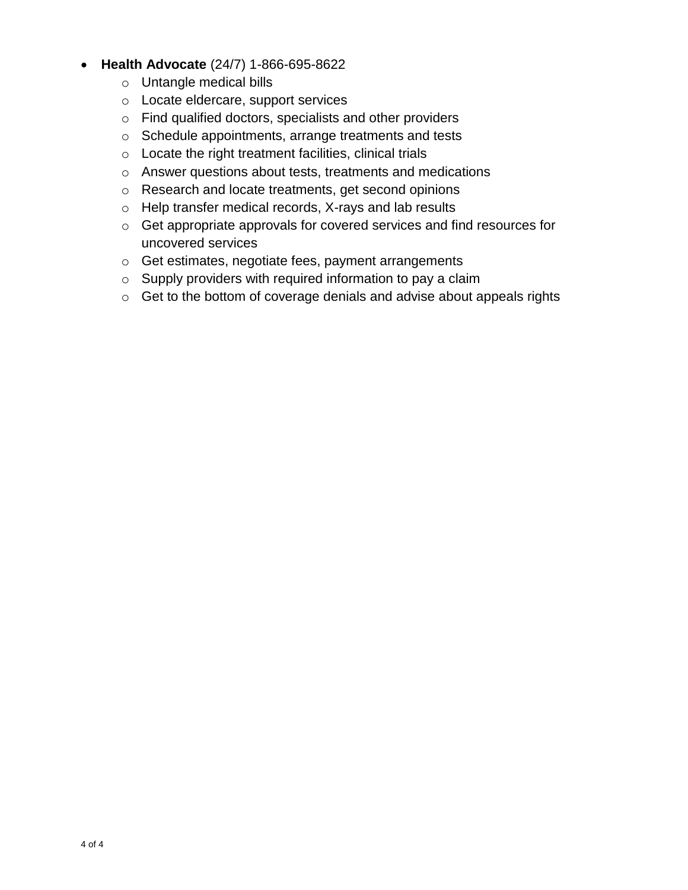- **Health Advocate** (24/7) 1-866-695-8622
  - Untangle medical bills
  - Locate eldercare, support services
  - Find qualified doctors, specialists and other providers
  - Schedule appointments, arrange treatments and tests
  - Locate the right treatment facilities, clinical trials
  - Answer questions about tests, treatments and medications
  - Research and locate treatments, get second opinions
  - Help transfer medical records, X-rays and lab results
  - Get appropriate approvals for covered services and find resources for uncovered services
  - Get estimates, negotiate fees, payment arrangements
  - Supply providers with required information to pay a claim
  - Get to the bottom of coverage denials and advise about appeals rights